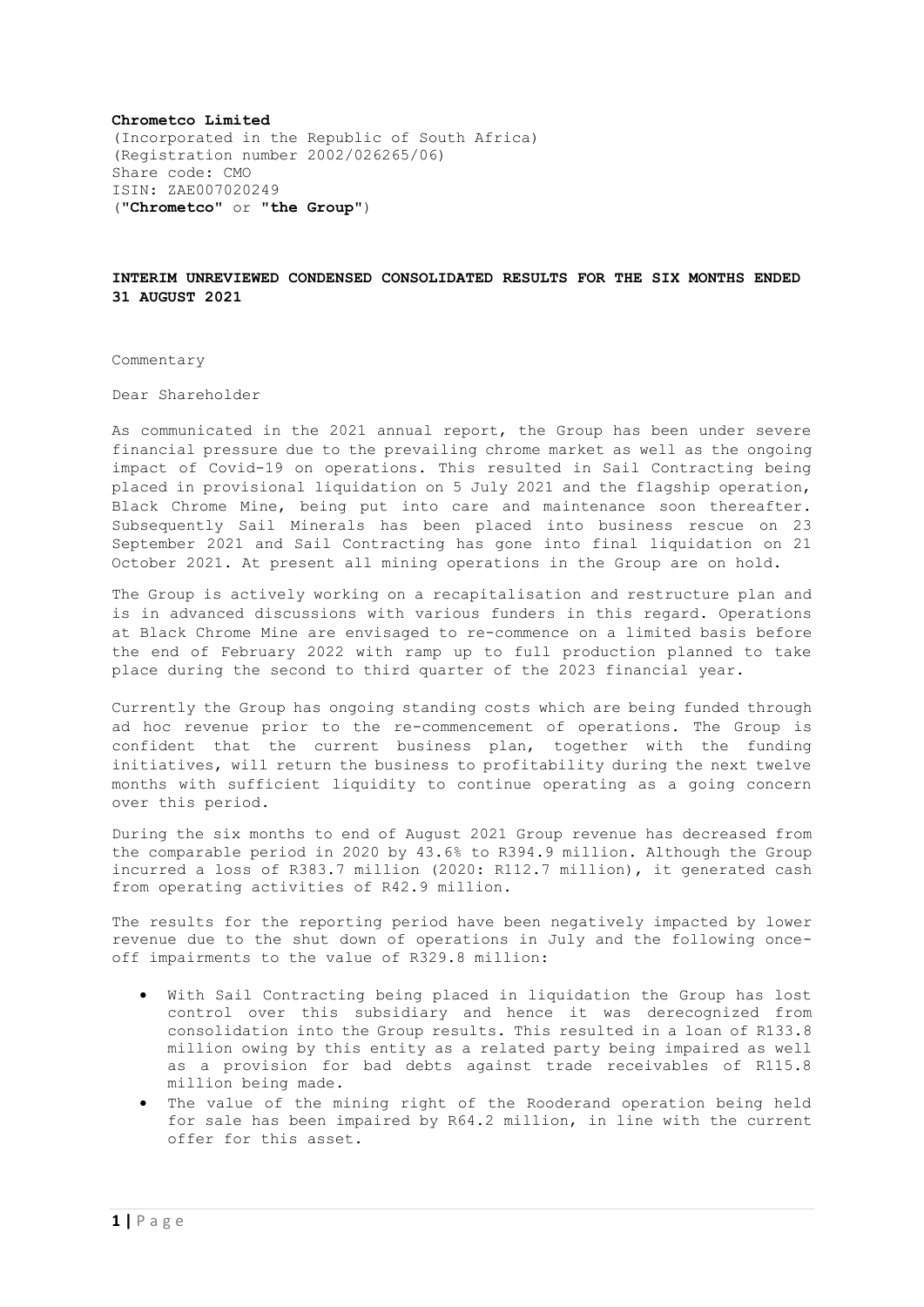**Chrometco Limited**
(Incorporated in the Republic of South Africa)
(Registration number 2002/026265/06)
Share code: CMO
ISIN: ZAE007020249
(**"Chrometco"** or **"the Group"**)

## INTERIM UNREVIEWED CONDENSED CONSOLIDATED RESULTS FOR THE SIX MONTHS ENDED 31 AUGUST 2021

Commentary

Dear Shareholder

As communicated in the 2021 annual report, the Group has been under severe financial pressure due to the prevailing chrome market as well as the ongoing impact of Covid-19 on operations. This resulted in Sail Contracting being placed in provisional liquidation on 5 July 2021 and the flagship operation, Black Chrome Mine, being put into care and maintenance soon thereafter. Subsequently Sail Minerals has been placed into business rescue on 23 September 2021 and Sail Contracting has gone into final liquidation on 21 October 2021. At present all mining operations in the Group are on hold.

The Group is actively working on a recapitalisation and restructure plan and is in advanced discussions with various funders in this regard. Operations at Black Chrome Mine are envisaged to re-commence on a limited basis before the end of February 2022 with ramp up to full production planned to take place during the second to third quarter of the 2023 financial year.

Currently the Group has ongoing standing costs which are being funded through ad hoc revenue prior to the re-commencement of operations. The Group is confident that the current business plan, together with the funding initiatives, will return the business to profitability during the next twelve months with sufficient liquidity to continue operating as a going concern over this period.

During the six months to end of August 2021 Group revenue has decreased from the comparable period in 2020 by 43.6% to R394.9 million. Although the Group incurred a loss of R383.7 million (2020: R112.7 million), it generated cash from operating activities of R42.9 million.

The results for the reporting period have been negatively impacted by lower revenue due to the shut down of operations in July and the following once-off impairments to the value of R329.8 million:

- With Sail Contracting being placed in liquidation the Group has lost control over this subsidiary and hence it was derecognized from consolidation into the Group results. This resulted in a loan of R133.8 million owing by this entity as a related party being impaired as well as a provision for bad debts against trade receivables of R115.8 million being made.
- The value of the mining right of the Rooderand operation being held for sale has been impaired by R64.2 million, in line with the current offer for this asset.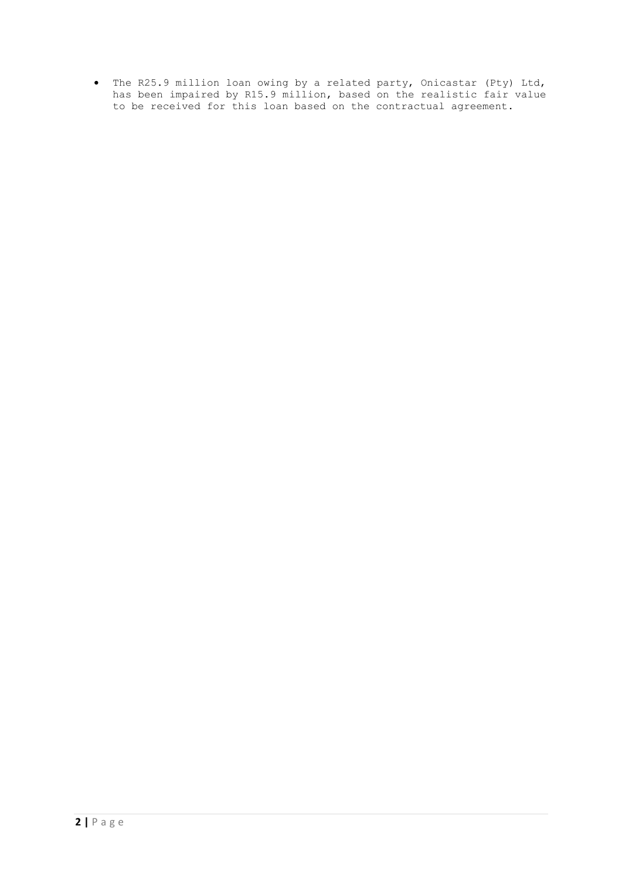- The R25.9 million loan owing by a related party, Onicastar (Pty) Ltd, has been impaired by R15.9 million, based on the realistic fair value to be received for this loan based on the contractual agreement.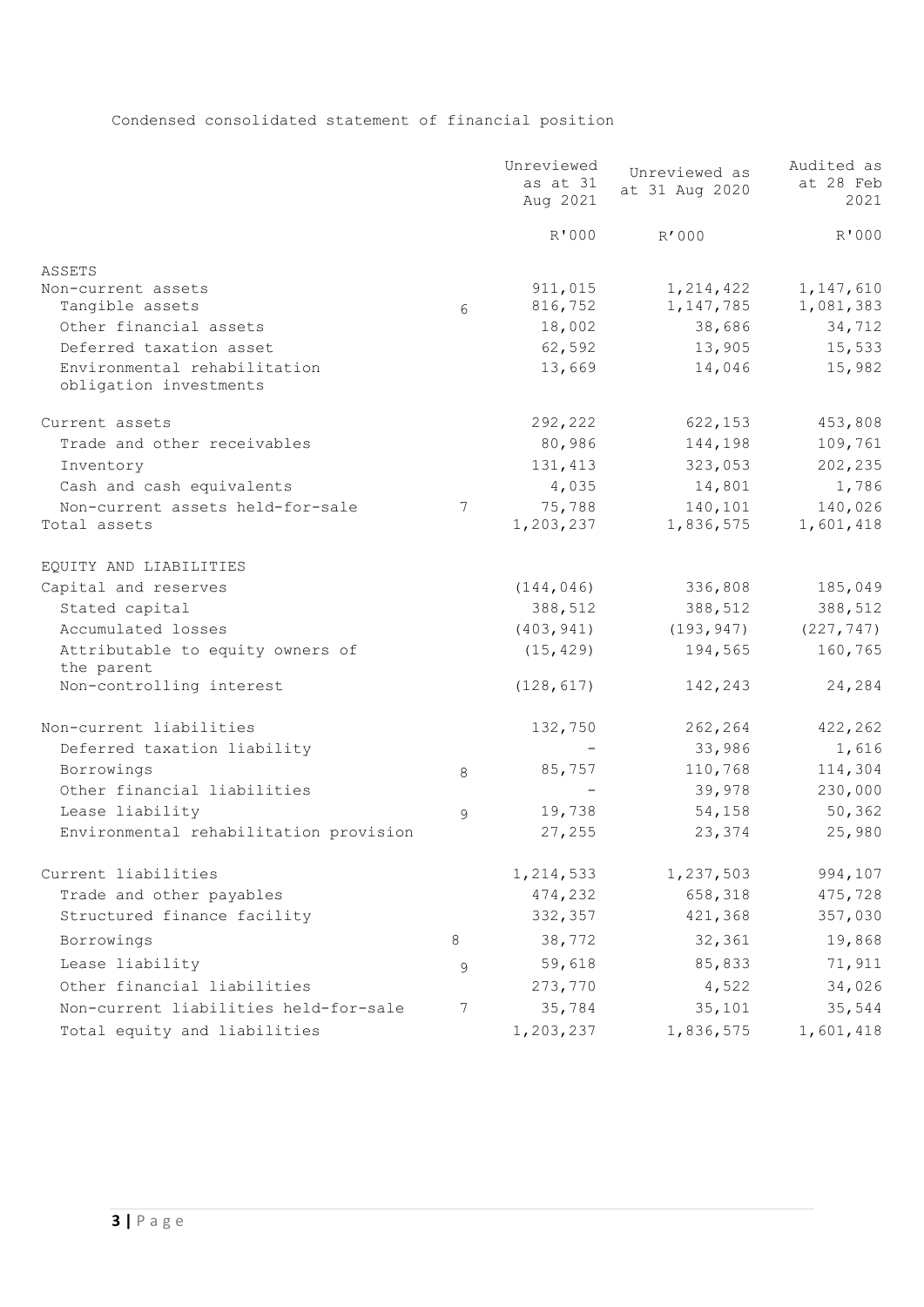Condensed consolidated statement of financial position

| | | Unreviewed as at 31 Aug 2021 | Unreviewed as at 31 Aug 2020 | Audited as at 28 Feb 2021 |
|---|---|---|---|---|
| | | R'000 | R'000 | R'000 |
| ASSETS | | | | |
| Non-current assets | | 911,015 | 1,214,422 | 1,147,610 |
| Tangible assets | 6 | 816,752 | 1,147,785 | 1,081,383 |
| Other financial assets | | 18,002 | 38,686 | 34,712 |
| Deferred taxation asset | | 62,592 | 13,905 | 15,533 |
| Environmental rehabilitation obligation investments | | 13,669 | 14,046 | 15,982 |
| Current assets | | 292,222 | 622,153 | 453,808 |
| Trade and other receivables | | 80,986 | 144,198 | 109,761 |
| Inventory | | 131,413 | 323,053 | 202,235 |
| Cash and cash equivalents | | 4,035 | 14,801 | 1,786 |
| Non-current assets held-for-sale | 7 | 75,788 | 140,101 | 140,026 |
| Total assets | | 1,203,237 | 1,836,575 | 1,601,418 |
| EQUITY AND LIABILITIES | | | | |
| Capital and reserves | | (144,046) | 336,808 | 185,049 |
| Stated capital | | 388,512 | 388,512 | 388,512 |
| Accumulated losses | | (403,941) | (193,947) | (227,747) |
| Attributable to equity owners of the parent | | (15,429) | 194,565 | 160,765 |
| Non-controlling interest | | (128,617) | 142,243 | 24,284 |
| Non-current liabilities | | 132,750 | 262,264 | 422,262 |
| Deferred taxation liability | | - | 33,986 | 1,616 |
| Borrowings | 8 | 85,757 | 110,768 | 114,304 |
| Other financial liabilities | | - | 39,978 | 230,000 |
| Lease liability | 9 | 19,738 | 54,158 | 50,362 |
| Environmental rehabilitation provision | | 27,255 | 23,374 | 25,980 |
| Current liabilities | | 1,214,533 | 1,237,503 | 994,107 |
| Trade and other payables | | 474,232 | 658,318 | 475,728 |
| Structured finance facility | | 332,357 | 421,368 | 357,030 |
| Borrowings | 8 | 38,772 | 32,361 | 19,868 |
| Lease liability | 9 | 59,618 | 85,833 | 71,911 |
| Other financial liabilities | | 273,770 | 4,522 | 34,026 |
| Non-current liabilities held-for-sale | 7 | 35,784 | 35,101 | 35,544 |
| Total equity and liabilities | | 1,203,237 | 1,836,575 | 1,601,418 |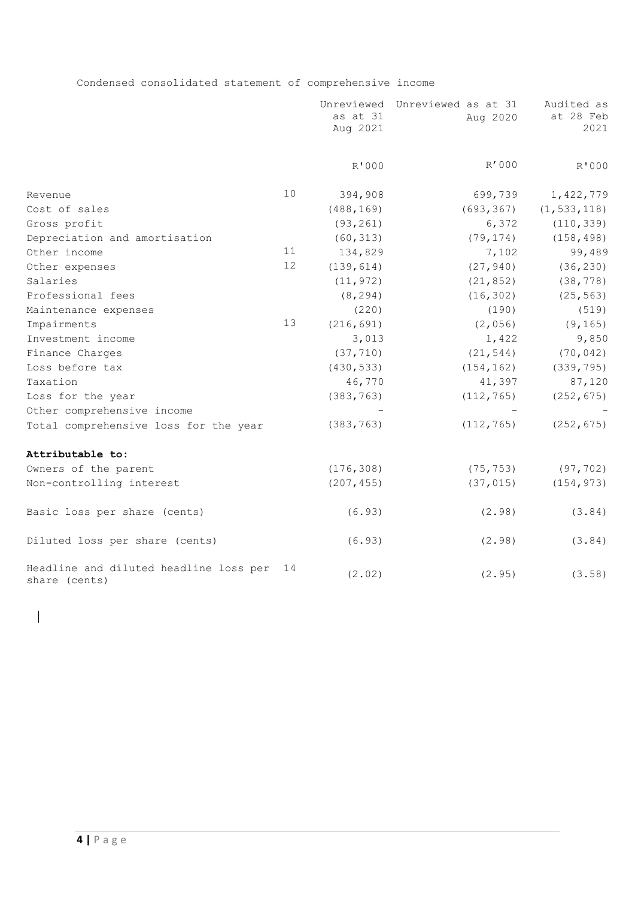Condensed consolidated statement of comprehensive income

| | | Unreviewed as at 31 Aug 2021 | Unreviewed as at 31 Aug 2020 | Audited as at 28 Feb 2021 |
|---|---|---|---|---|
| | | R'000 | R'000 | R'000 |
| Revenue | 10 | 394,908 | 699,739 | 1,422,779 |
| Cost of sales | | (488,169) | (693,367) | (1,533,118) |
| Gross profit | | (93,261) | 6,372 | (110,339) |
| Depreciation and amortisation | | (60,313) | (79,174) | (158,498) |
| Other income | 11 | 134,829 | 7,102 | 99,489 |
| Other expenses | 12 | (139,614) | (27,940) | (36,230) |
| Salaries | | (11,972) | (21,852) | (38,778) |
| Professional fees | | (8,294) | (16,302) | (25,563) |
| Maintenance expenses | | (220) | (190) | (519) |
| Impairments | 13 | (216,691) | (2,056) | (9,165) |
| Investment income | | 3,013 | 1,422 | 9,850 |
| Finance Charges | | (37,710) | (21,544) | (70,042) |
| Loss before tax | | (430,533) | (154,162) | (339,795) |
| Taxation | | 46,770 | 41,397 | 87,120 |
| Loss for the year | | (383,763) | (112,765) | (252,675) |
| Other comprehensive income | | - | - | - |
| Total comprehensive loss for the year | | (383,763) | (112,765) | (252,675) |
| **Attributable to:** | | | | |
| Owners of the parent | | (176,308) | (75,753) | (97,702) |
| Non-controlling interest | | (207,455) | (37,015) | (154,973) |
| Basic loss per share (cents) | | (6.93) | (2.98) | (3.84) |
| Diluted loss per share (cents) | | (6.93) | (2.98) | (3.84) |
| Headline and diluted headline loss per share (cents) | 14 | (2.02) | (2.95) | (3.58) |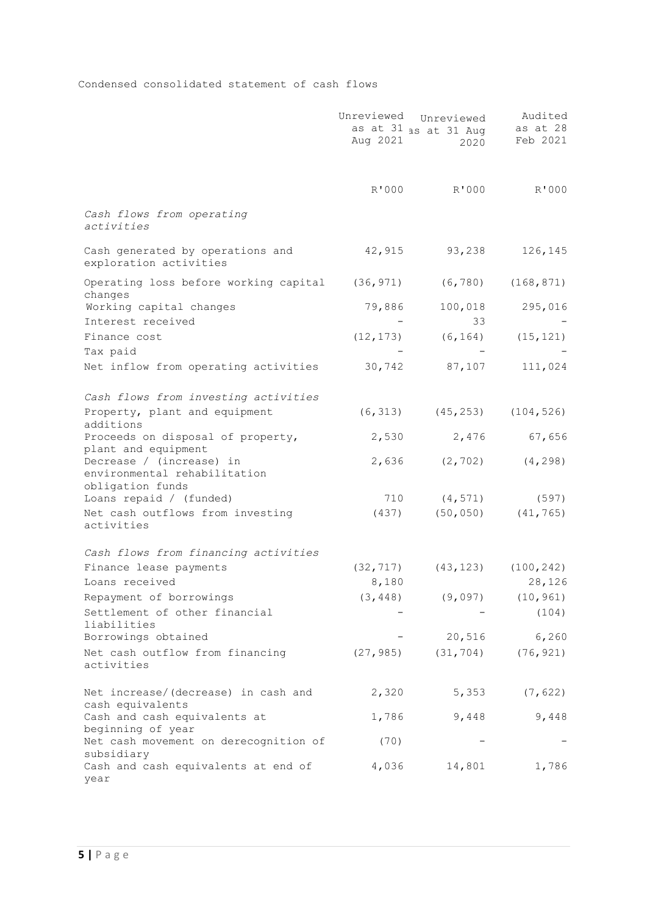Condensed consolidated statement of cash flows

| | Unreviewed as at 31 Aug 2021 | Unreviewed as at 31 Aug 2020 | Audited as at 28 Feb 2021 |
|---|---|---|---|
| | R'000 | R'000 | R'000 |
| *Cash flows from operating activities* | | | |
| Cash generated by operations and exploration activities | 42,915 | 93,238 | 126,145 |
| Operating loss before working capital changes | (36,971) | (6,780) | (168,871) |
| Working capital changes | 79,886 | 100,018 | 295,016 |
| Interest received | - | 33 | - |
| Finance cost | (12,173) | (6,164) | (15,121) |
| Tax paid | - | - | - |
| Net inflow from operating activities | 30,742 | 87,107 | 111,024 |
| *Cash flows from investing activities* | | | |
| Property, plant and equipment additions | (6,313) | (45,253) | (104,526) |
| Proceeds on disposal of property, plant and equipment | 2,530 | 2,476 | 67,656 |
| Decrease / (increase) in environmental rehabilitation obligation funds | 2,636 | (2,702) | (4,298) |
| Loans repaid / (funded) | 710 | (4,571) | (597) |
| Net cash outflows from investing activities | (437) | (50,050) | (41,765) |
| *Cash flows from financing activities* | | | |
| Finance lease payments | (32,717) | (43,123) | (100,242) |
| Loans received | 8,180 | | 28,126 |
| Repayment of borrowings | (3,448) | (9,097) | (10,961) |
| Settlement of other financial liabilities | - | - | (104) |
| Borrowings obtained | - | 20,516 | 6,260 |
| Net cash outflow from financing activities | (27,985) | (31,704) | (76,921) |
| Net increase/(decrease) in cash and cash equivalents | 2,320 | 5,353 | (7,622) |
| Cash and cash equivalents at beginning of year | 1,786 | 9,448 | 9,448 |
| Net cash movement on derecognition of subsidiary | (70) | - | - |
| Cash and cash equivalents at end of year | 4,036 | 14,801 | 1,786 |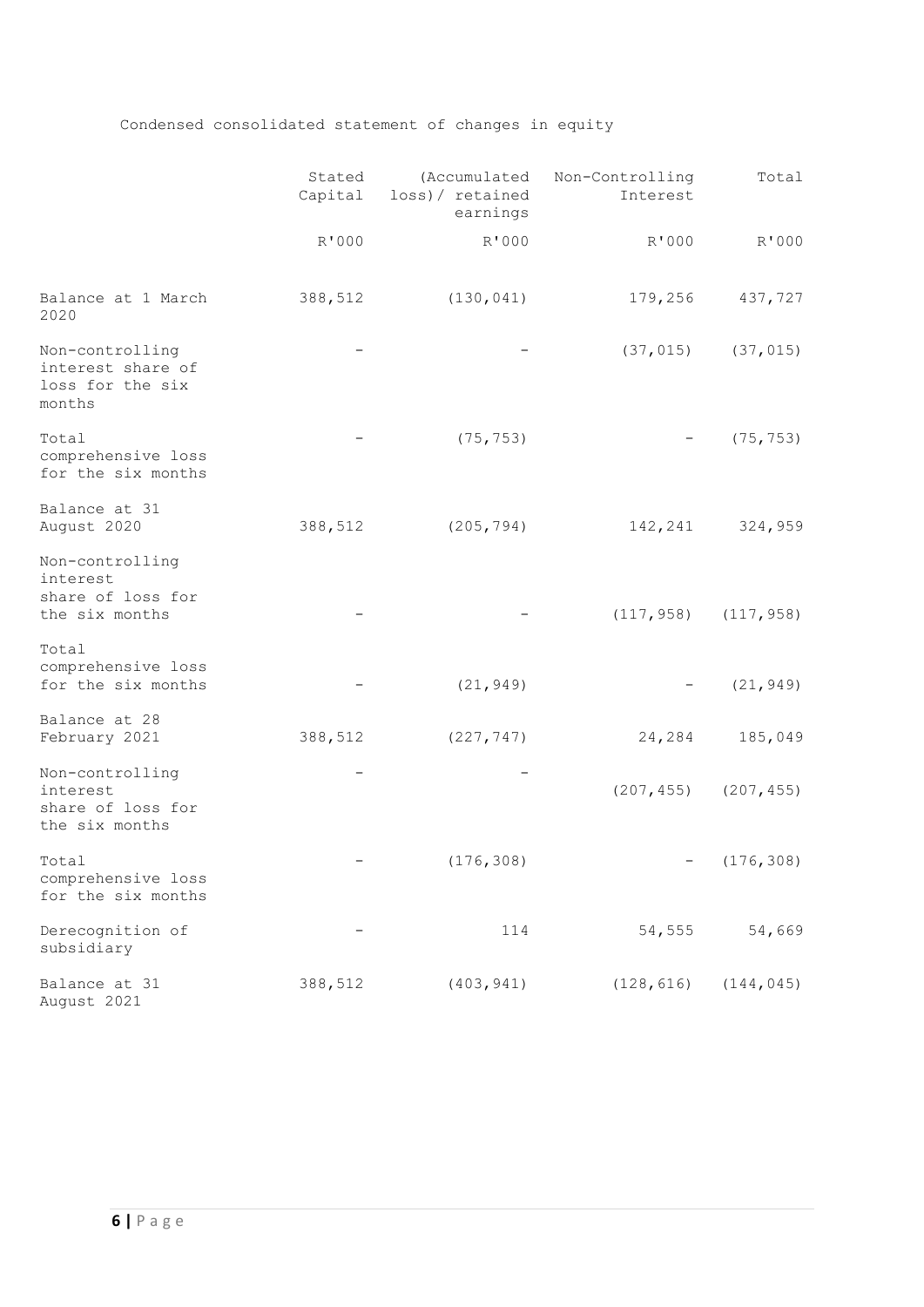Condensed consolidated statement of changes in equity

| | Stated Capital | (Accumulated loss)/ retained earnings | Non-Controlling Interest | Total |
|---|---|---|---|---|
| | R'000 | R'000 | R'000 | R'000 |
| Balance at 1 March 2020 | 388,512 | (130,041) | 179,256 | 437,727 |
| Non-controlling interest share of loss for the six months | - | - | (37,015) | (37,015) |
| Total comprehensive loss for the six months | - | (75,753) | - | (75,753) |
| Balance at 31 August 2020 | 388,512 | (205,794) | 142,241 | 324,959 |
| Non-controlling interest share of loss for the six months | - | - | (117,958) | (117,958) |
| Total comprehensive loss for the six months | - | (21,949) | - | (21,949) |
| Balance at 28 February 2021 | 388,512 | (227,747) | 24,284 | 185,049 |
| Non-controlling interest share of loss for the six months | - | - | (207,455) | (207,455) |
| Total comprehensive loss for the six months | - | (176,308) | - | (176,308) |
| Derecognition of subsidiary | - | 114 | 54,555 | 54,669 |
| Balance at 31 August 2021 | 388,512 | (403,941) | (128,616) | (144,045) |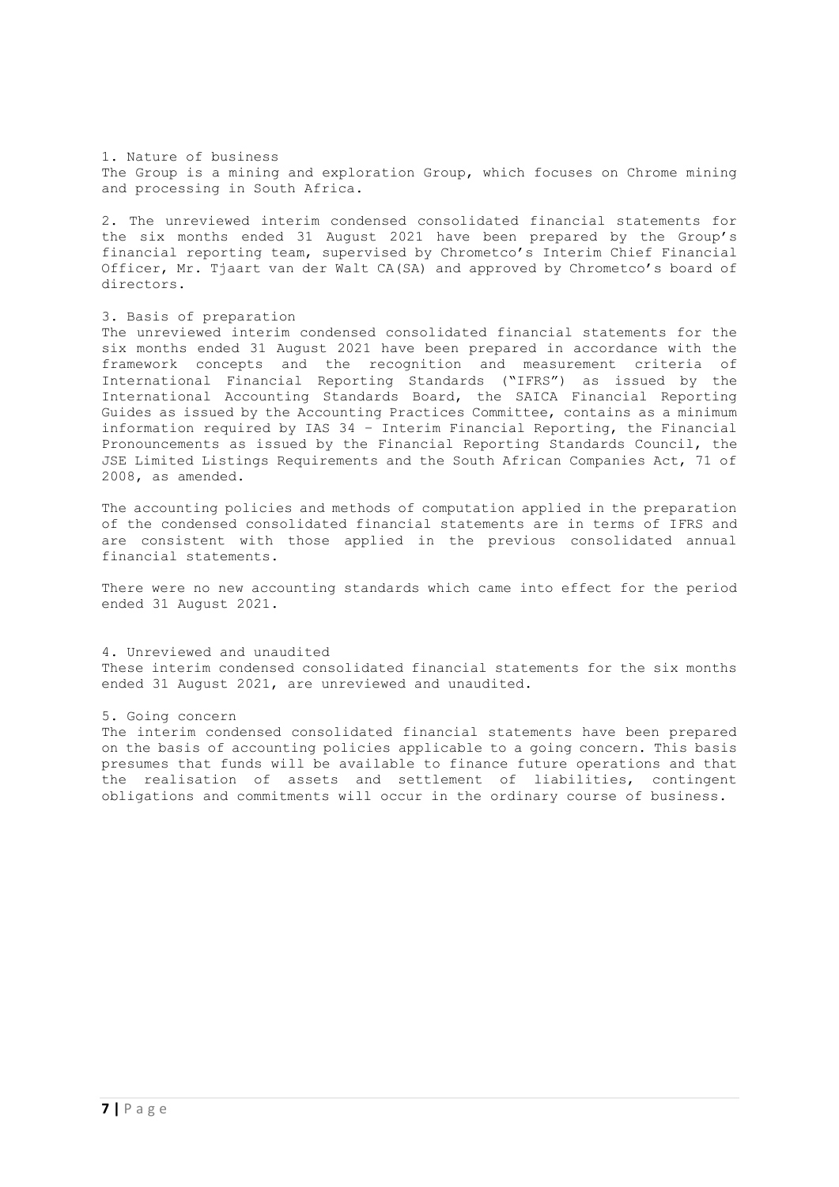## 1. Nature of business

The Group is a mining and exploration Group, which focuses on Chrome mining and processing in South Africa.

2. The unreviewed interim condensed consolidated financial statements for the six months ended 31 August 2021 have been prepared by the Group's financial reporting team, supervised by Chrometco's Interim Chief Financial Officer, Mr. Tjaart van der Walt CA(SA) and approved by Chrometco's board of directors.

## 3. Basis of preparation

The unreviewed interim condensed consolidated financial statements for the six months ended 31 August 2021 have been prepared in accordance with the framework concepts and the recognition and measurement criteria of International Financial Reporting Standards ("IFRS") as issued by the International Accounting Standards Board, the SAICA Financial Reporting Guides as issued by the Accounting Practices Committee, contains as a minimum information required by IAS 34 – Interim Financial Reporting, the Financial Pronouncements as issued by the Financial Reporting Standards Council, the JSE Limited Listings Requirements and the South African Companies Act, 71 of 2008, as amended.

The accounting policies and methods of computation applied in the preparation of the condensed consolidated financial statements are in terms of IFRS and are consistent with those applied in the previous consolidated annual financial statements.

There were no new accounting standards which came into effect for the period ended 31 August 2021.

## 4. Unreviewed and unaudited

These interim condensed consolidated financial statements for the six months ended 31 August 2021, are unreviewed and unaudited.

## 5. Going concern

The interim condensed consolidated financial statements have been prepared on the basis of accounting policies applicable to a going concern. This basis presumes that funds will be available to finance future operations and that the realisation of assets and settlement of liabilities, contingent obligations and commitments will occur in the ordinary course of business.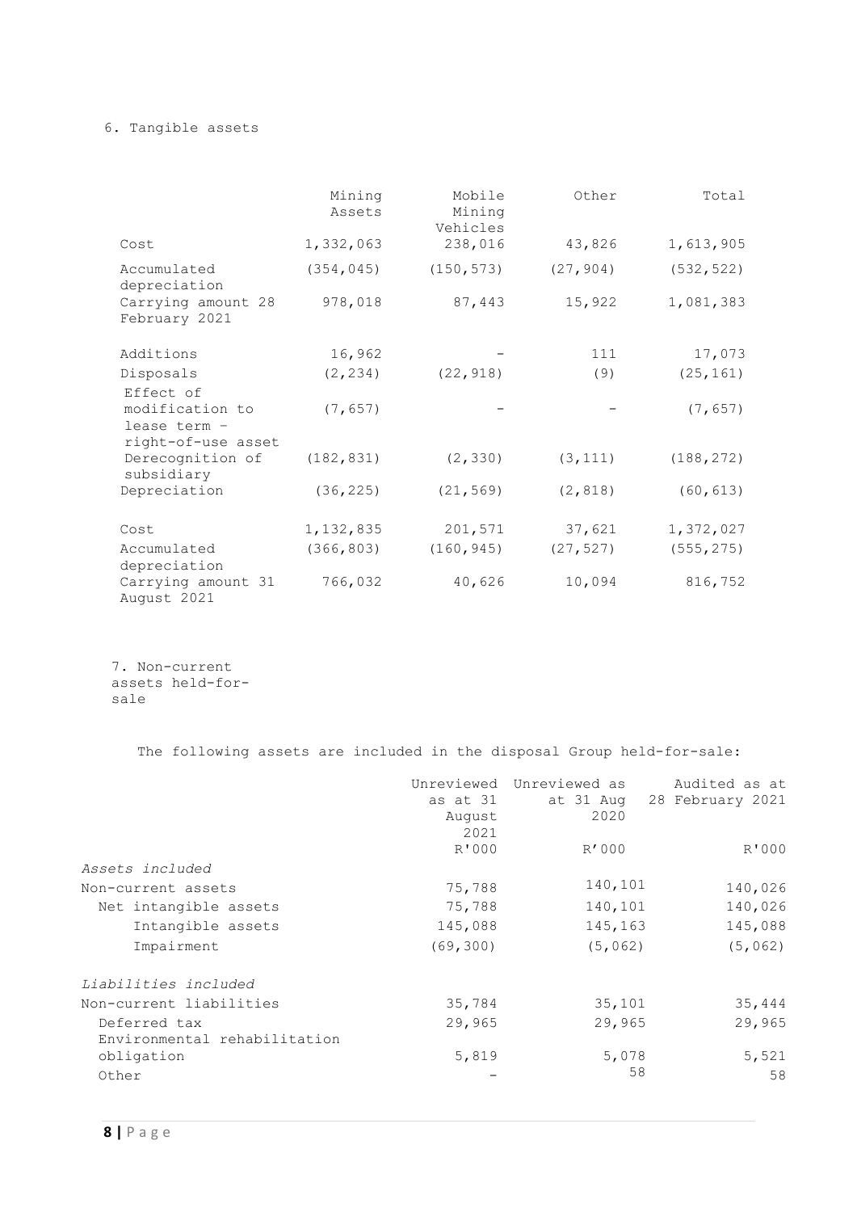6. Tangible assets

| | Mining Assets | Mobile Mining Vehicles | Other | Total |
|---|---|---|---|---|
| Cost | 1,332,063 | 238,016 | 43,826 | 1,613,905 |
| Accumulated depreciation | (354,045) | (150,573) | (27,904) | (532,522) |
| Carrying amount 28 February 2021 | 978,018 | 87,443 | 15,922 | 1,081,383 |
| | | | | |
| Additions | 16,962 | - | 111 | 17,073 |
| Disposals | (2,234) | (22,918) | (9) | (25,161) |
| Effect of modification to lease term – right-of-use asset | (7,657) | - | - | (7,657) |
| Derecognition of subsidiary | (182,831) | (2,330) | (3,111) | (188,272) |
| Depreciation | (36,225) | (21,569) | (2,818) | (60,613) |
| | | | | |
| Cost | 1,132,835 | 201,571 | 37,621 | 1,372,027 |
| Accumulated depreciation | (366,803) | (160,945) | (27,527) | (555,275) |
| Carrying amount 31 August 2021 | 766,032 | 40,626 | 10,094 | 816,752 |

7. Non-current assets held-for-sale

The following assets are included in the disposal Group held-for-sale:

| | Unreviewed as at 31 August 2021 | Unreviewed as at 31 Aug 2020 | Audited as at 28 February 2021 |
|---|---|---|---|
| | R'000 | R'000 | R'000 |
| *Assets included* | | | |
| Non-current assets | 75,788 | 140,101 | 140,026 |
| Net intangible assets | 75,788 | 140,101 | 140,026 |
| Intangible assets | 145,088 | 145,163 | 145,088 |
| Impairment | (69,300) | (5,062) | (5,062) |
| | | | |
| *Liabilities included* | | | |
| Non-current liabilities | 35,784 | 35,101 | 35,444 |
| Deferred tax | 29,965 | 29,965 | 29,965 |
| Environmental rehabilitation obligation | 5,819 | 5,078 | 5,521 |
| Other | - | 58 | 58 |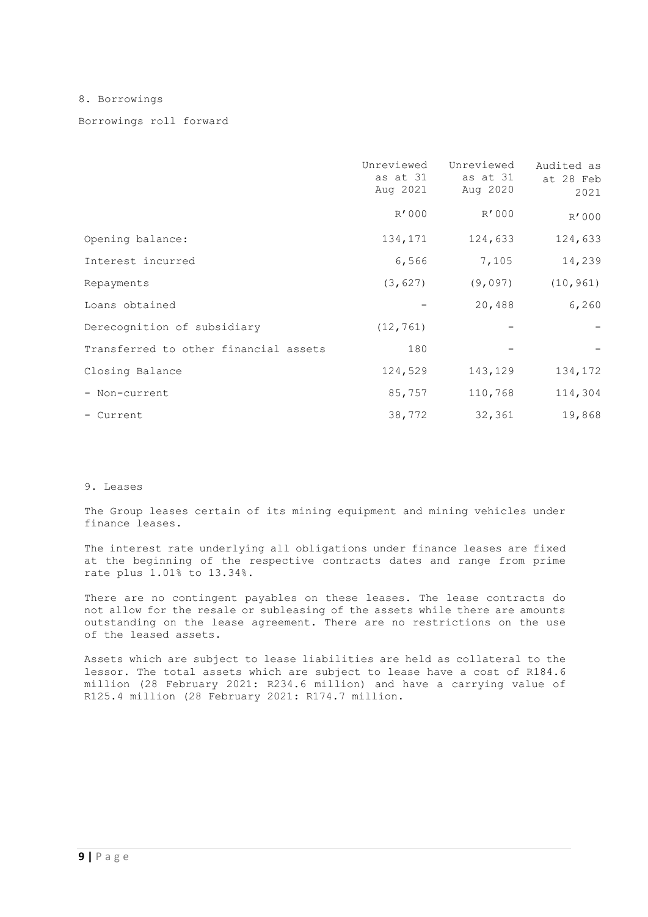## 8. Borrowings

Borrowings roll forward

| | Unreviewed as at 31 Aug 2021 | Unreviewed as at 31 Aug 2020 | Audited as at 28 Feb 2021 |
|---|---|---|---|
| | R'000 | R'000 | R'000 |
| Opening balance: | 134,171 | 124,633 | 124,633 |
| Interest incurred | 6,566 | 7,105 | 14,239 |
| Repayments | (3,627) | (9,097) | (10,961) |
| Loans obtained | - | 20,488 | 6,260 |
| Derecognition of subsidiary | (12,761) | - | - |
| Transferred to other financial assets | 180 | - | - |
| Closing Balance | 124,529 | 143,129 | 134,172 |
| - Non-current | 85,757 | 110,768 | 114,304 |
| - Current | 38,772 | 32,361 | 19,868 |

## 9. Leases

The Group leases certain of its mining equipment and mining vehicles under finance leases.

The interest rate underlying all obligations under finance leases are fixed at the beginning of the respective contracts dates and range from prime rate plus 1.01% to 13.34%.

There are no contingent payables on these leases. The lease contracts do not allow for the resale or subleasing of the assets while there are amounts outstanding on the lease agreement. There are no restrictions on the use of the leased assets.

Assets which are subject to lease liabilities are held as collateral to the lessor. The total assets which are subject to lease have a cost of R184.6 million (28 February 2021: R234.6 million) and have a carrying value of R125.4 million (28 February 2021: R174.7 million.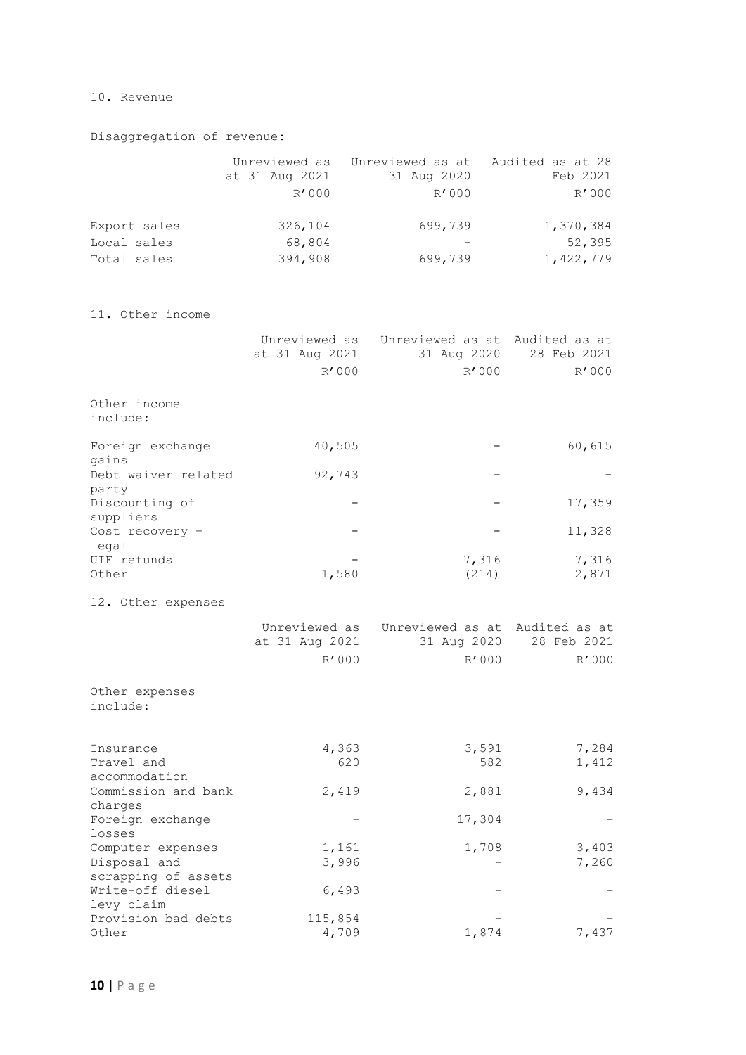## 10. Revenue

Disaggregation of revenue:

| | Unreviewed as at 31 Aug 2021 | Unreviewed as at 31 Aug 2020 | Audited as at 28 Feb 2021 |
|---|---|---|---|
| | R'000 | R'000 | R'000 |
| Export sales | 326,104 | 699,739 | 1,370,384 |
| Local sales | 68,804 | - | 52,395 |
| Total sales | 394,908 | 699,739 | 1,422,779 |

## 11. Other income

| | Unreviewed as at 31 Aug 2021 | Unreviewed as at 31 Aug 2020 | Audited as at 28 Feb 2021 |
|---|---|---|---|
| | R'000 | R'000 | R'000 |
| Other income include: | | | |
| Foreign exchange gains | 40,505 | - | 60,615 |
| Debt waiver related party | 92,743 | - | - |
| Discounting of suppliers | - | - | 17,359 |
| Cost recovery - legal | - | - | 11,328 |
| UIF refunds | - | 7,316 | 7,316 |
| Other | 1,580 | (214) | 2,871 |

## 12. Other expenses

| | Unreviewed as at 31 Aug 2021 | Unreviewed as at 31 Aug 2020 | Audited as at 28 Feb 2021 |
|---|---|---|---|
| | R'000 | R'000 | R'000 |
| Other expenses include: | | | |
| Insurance | 4,363 | 3,591 | 7,284 |
| Travel and accommodation | 620 | 582 | 1,412 |
| Commission and bank charges | 2,419 | 2,881 | 9,434 |
| Foreign exchange losses | - | 17,304 | - |
| Computer expenses | 1,161 | 1,708 | 3,403 |
| Disposal and scrapping of assets | 3,996 | - | 7,260 |
| Write-off diesel levy claim | 6,493 | - | - |
| Provision bad debts | 115,854 | - | - |
| Other | 4,709 | 1,874 | 7,437 |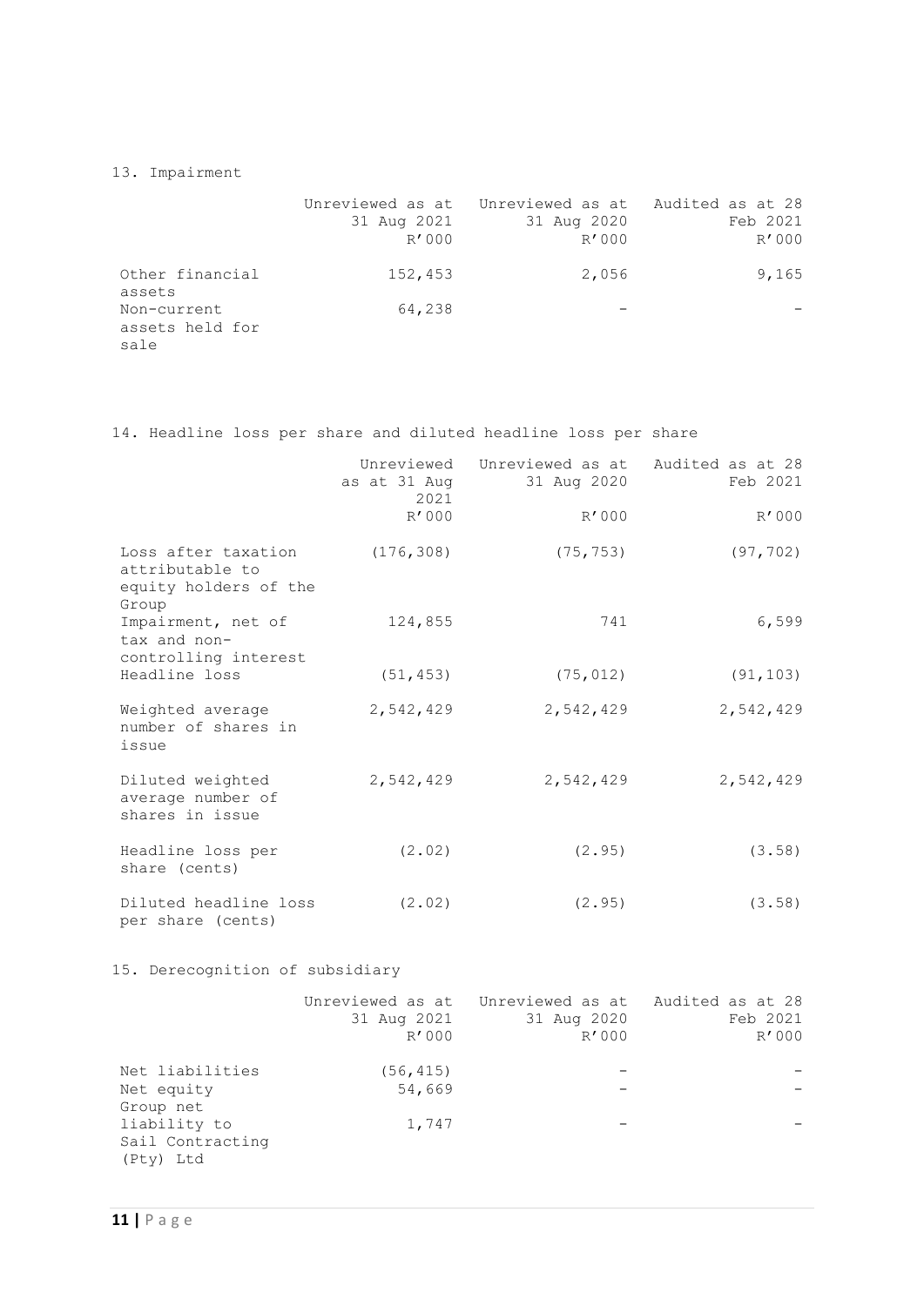## 13. Impairment

| | Unreviewed as at 31 Aug 2021 R'000 | Unreviewed as at 31 Aug 2020 R'000 | Audited as at 28 Feb 2021 R'000 |
|---|---|---|---|
| Other financial assets | 152,453 | 2,056 | 9,165 |
| Non-current assets held for sale | 64,238 | - | - |

## 14. Headline loss per share and diluted headline loss per share

| | Unreviewed as at 31 Aug 2021 R'000 | Unreviewed as at 31 Aug 2020 R'000 | Audited as at 28 Feb 2021 R'000 |
|---|---|---|---|
| Loss after taxation attributable to equity holders of the Group | (176,308) | (75,753) | (97,702) |
| Impairment, net of tax and non-controlling interest | 124,855 | 741 | 6,599 |
| Headline loss | (51,453) | (75,012) | (91,103) |
| Weighted average number of shares in issue | 2,542,429 | 2,542,429 | 2,542,429 |
| Diluted weighted average number of shares in issue | 2,542,429 | 2,542,429 | 2,542,429 |
| Headline loss per share (cents) | (2.02) | (2.95) | (3.58) |
| Diluted headline loss per share (cents) | (2.02) | (2.95) | (3.58) |

## 15. Derecognition of subsidiary

| | Unreviewed as at 31 Aug 2021 R'000 | Unreviewed as at 31 Aug 2020 R'000 | Audited as at 28 Feb 2021 R'000 |
|---|---|---|---|
| Net liabilities | (56,415) | - | - |
| Net equity | 54,669 | - | - |
| Group net liability to Sail Contracting (Pty) Ltd | 1,747 | - | - |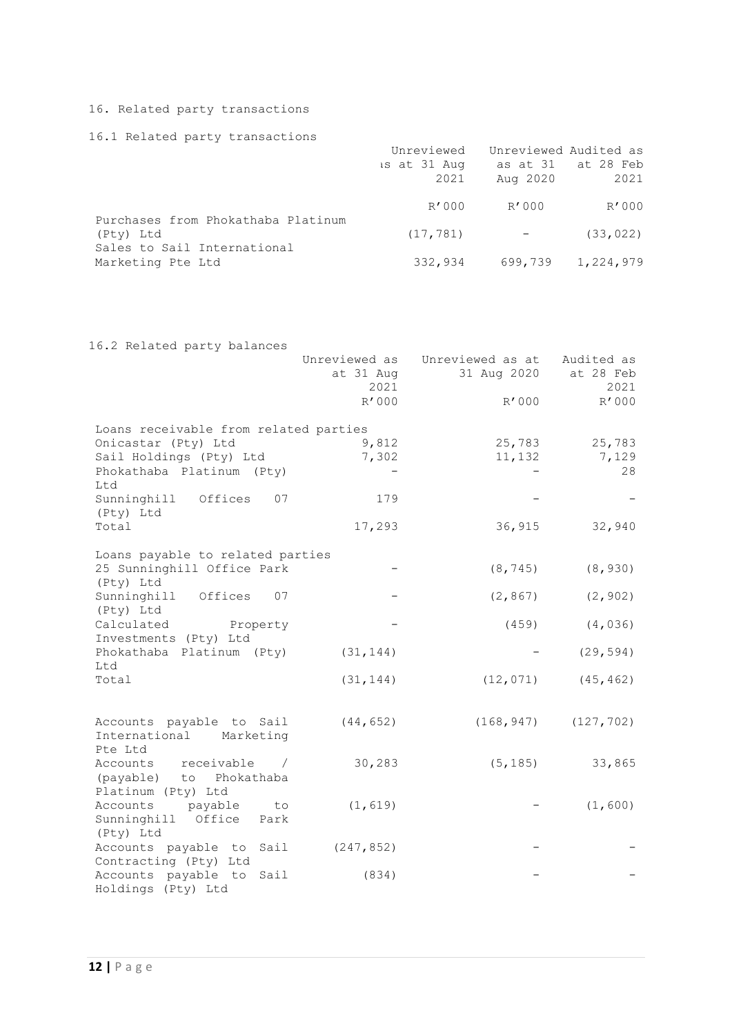## 16. Related party transactions

### 16.1 Related party transactions

| | Unreviewed as at 31 Aug 2021 | Unreviewed as at 31 Aug 2020 | Audited as at 28 Feb 2021 |
|---|---|---|---|
| | R'000 | R'000 | R'000 |
| Purchases from Phokathaba Platinum (Pty) Ltd | (17,781) | - | (33,022) |
| Sales to Sail International Marketing Pte Ltd | 332,934 | 699,739 | 1,224,979 |

### 16.2 Related party balances

| | Unreviewed as at 31 Aug 2021 | Unreviewed as at 31 Aug 2020 | Audited as at 28 Feb 2021 |
|---|---|---|---|
| | R'000 | R'000 | R'000 |
| Loans receivable from related parties | | | |
| Onicastar (Pty) Ltd | 9,812 | 25,783 | 25,783 |
| Sail Holdings (Pty) Ltd | 7,302 | 11,132 | 7,129 |
| Phokathaba Platinum (Pty) Ltd | - | - | 28 |
| Sunninghill Offices 07 (Pty) Ltd | 179 | - | - |
| Total | 17,293 | 36,915 | 32,940 |
| | | | |
| Loans payable to related parties | | | |
| 25 Sunninghill Office Park (Pty) Ltd | - | (8,745) | (8,930) |
| Sunninghill Offices 07 (Pty) Ltd | - | (2,867) | (2,902) |
| Calculated Property Investments (Pty) Ltd | - | (459) | (4,036) |
| Phokathaba Platinum (Pty) Ltd | (31,144) | - | (29,594) |
| Total | (31,144) | (12,071) | (45,462) |
| | | | |
| Accounts payable to Sail International Marketing Pte Ltd | (44,652) | (168,947) | (127,702) |
| Accounts receivable / (payable) to Phokathaba Platinum (Pty) Ltd | 30,283 | (5,185) | 33,865 |
| Accounts payable to Sunninghill Office Park (Pty) Ltd | (1,619) | - | (1,600) |
| Accounts payable to Sail Contracting (Pty) Ltd | (247,852) | - | - |
| Accounts payable to Sail Holdings (Pty) Ltd | (834) | - | - |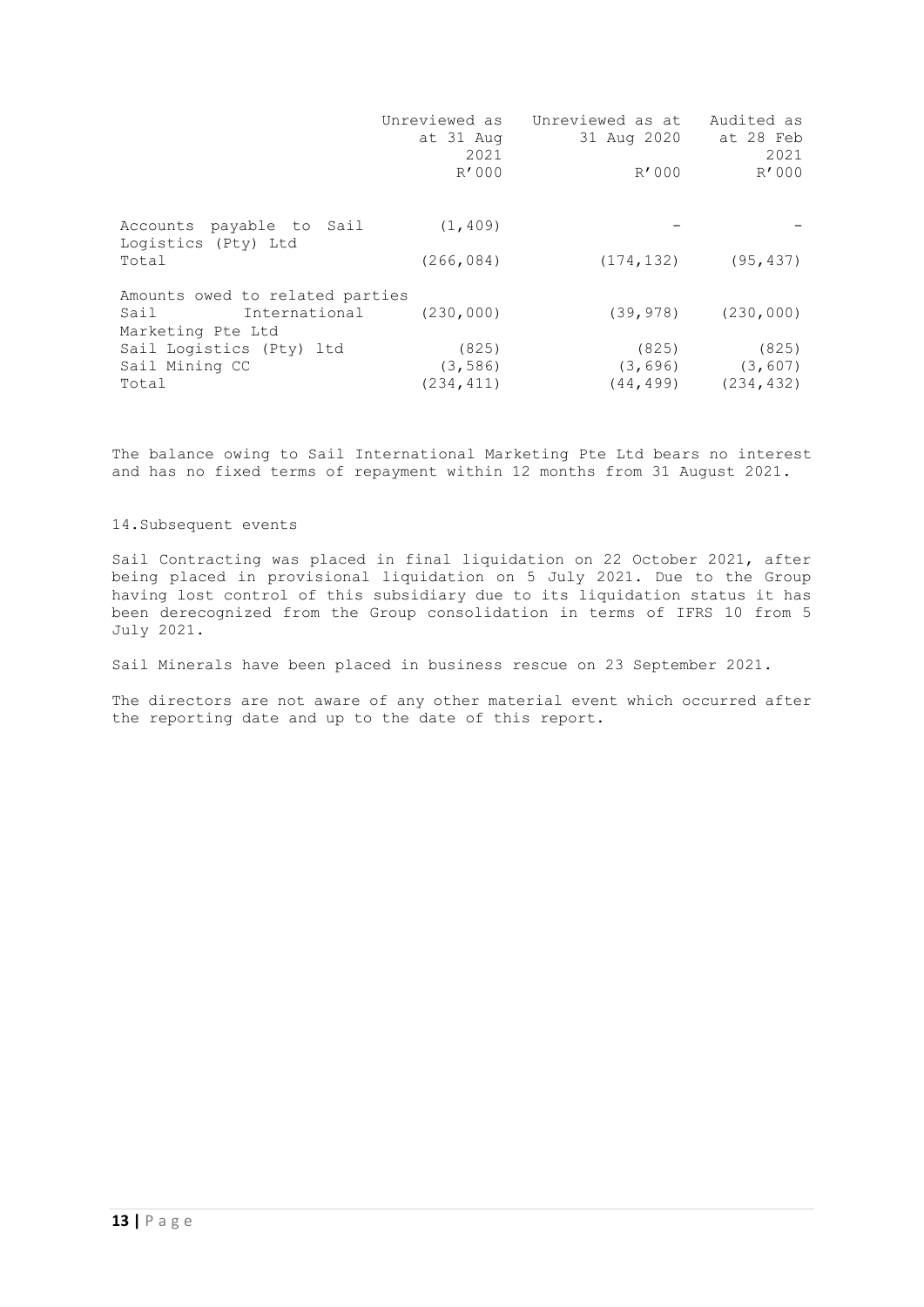| | Unreviewed as at 31 Aug 2021 R'000 | Unreviewed as at 31 Aug 2020 R'000 | Audited as at 28 Feb 2021 R'000 |
|---|---|---|---|
| Accounts payable to Sail Logistics (Pty) Ltd | (1,409) | - | - |
| Total | (266,084) | (174,132) | (95,437) |
| Amounts owed to related parties | | | |
| Sail International Marketing Pte Ltd | (230,000) | (39,978) | (230,000) |
| Sail Logistics (Pty) ltd | (825) | (825) | (825) |
| Sail Mining CC | (3,586) | (3,696) | (3,607) |
| Total | (234,411) | (44,499) | (234,432) |

The balance owing to Sail International Marketing Pte Ltd bears no interest and has no fixed terms of repayment within 12 months from 31 August 2021.

## 14. Subsequent events

Sail Contracting was placed in final liquidation on 22 October 2021, after being placed in provisional liquidation on 5 July 2021. Due to the Group having lost control of this subsidiary due to its liquidation status it has been derecognized from the Group consolidation in terms of IFRS 10 from 5 July 2021.

Sail Minerals have been placed in business rescue on 23 September 2021.

The directors are not aware of any other material event which occurred after the reporting date and up to the date of this report.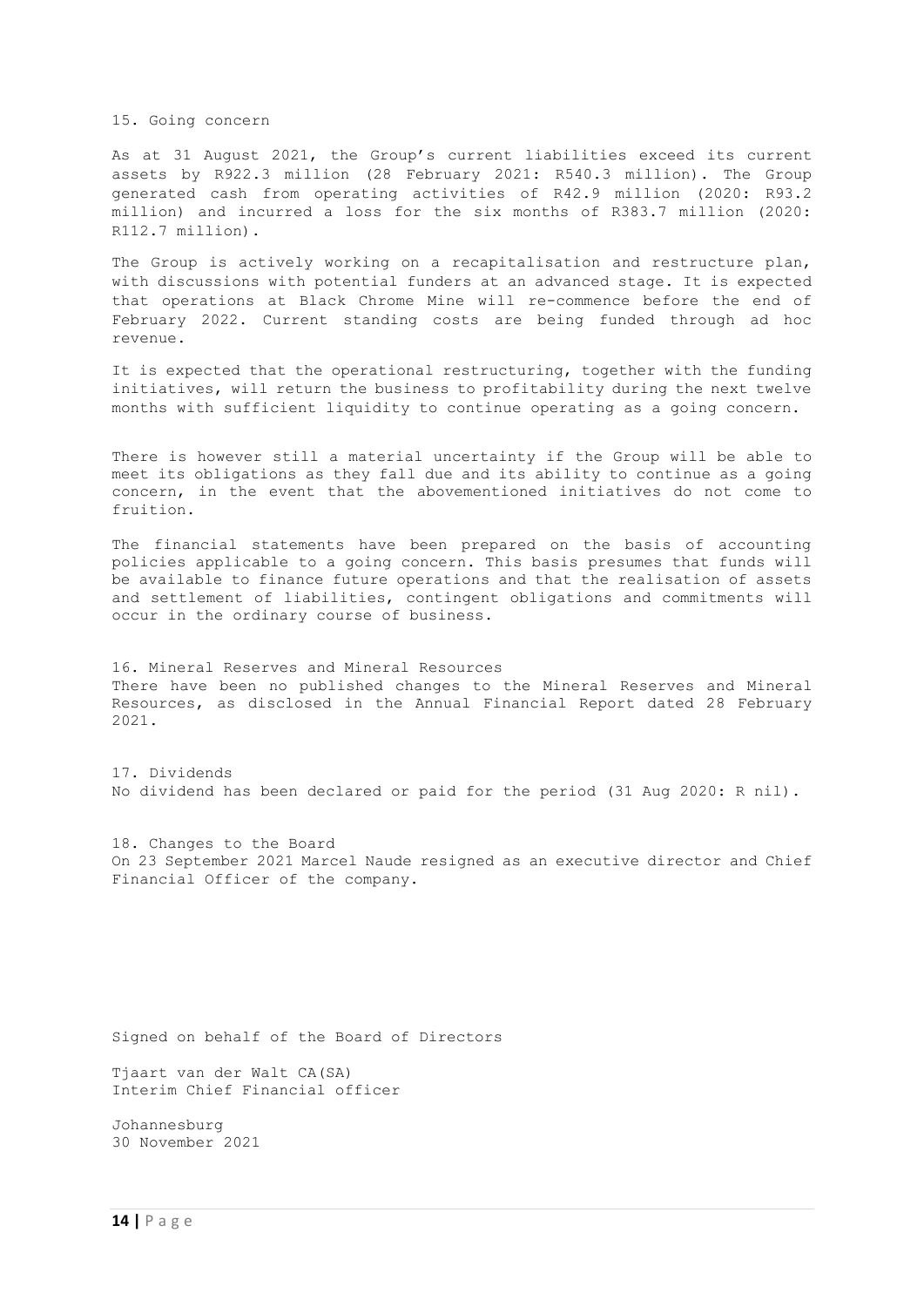## 15. Going concern

As at 31 August 2021, the Group's current liabilities exceed its current assets by R922.3 million (28 February 2021: R540.3 million). The Group generated cash from operating activities of R42.9 million (2020: R93.2 million) and incurred a loss for the six months of R383.7 million (2020: R112.7 million).

The Group is actively working on a recapitalisation and restructure plan, with discussions with potential funders at an advanced stage. It is expected that operations at Black Chrome Mine will re-commence before the end of February 2022. Current standing costs are being funded through ad hoc revenue.

It is expected that the operational restructuring, together with the funding initiatives, will return the business to profitability during the next twelve months with sufficient liquidity to continue operating as a going concern.

There is however still a material uncertainty if the Group will be able to meet its obligations as they fall due and its ability to continue as a going concern, in the event that the abovementioned initiatives do not come to fruition.

The financial statements have been prepared on the basis of accounting policies applicable to a going concern. This basis presumes that funds will be available to finance future operations and that the realisation of assets and settlement of liabilities, contingent obligations and commitments will occur in the ordinary course of business.

## 16. Mineral Reserves and Mineral Resources

There have been no published changes to the Mineral Reserves and Mineral Resources, as disclosed in the Annual Financial Report dated 28 February 2021.

## 17. Dividends

No dividend has been declared or paid for the period (31 Aug 2020: R nil).

## 18. Changes to the Board

On 23 September 2021 Marcel Naude resigned as an executive director and Chief Financial Officer of the company.

Signed on behalf of the Board of Directors

Tjaart van der Walt CA(SA)
Interim Chief Financial officer

Johannesburg
30 November 2021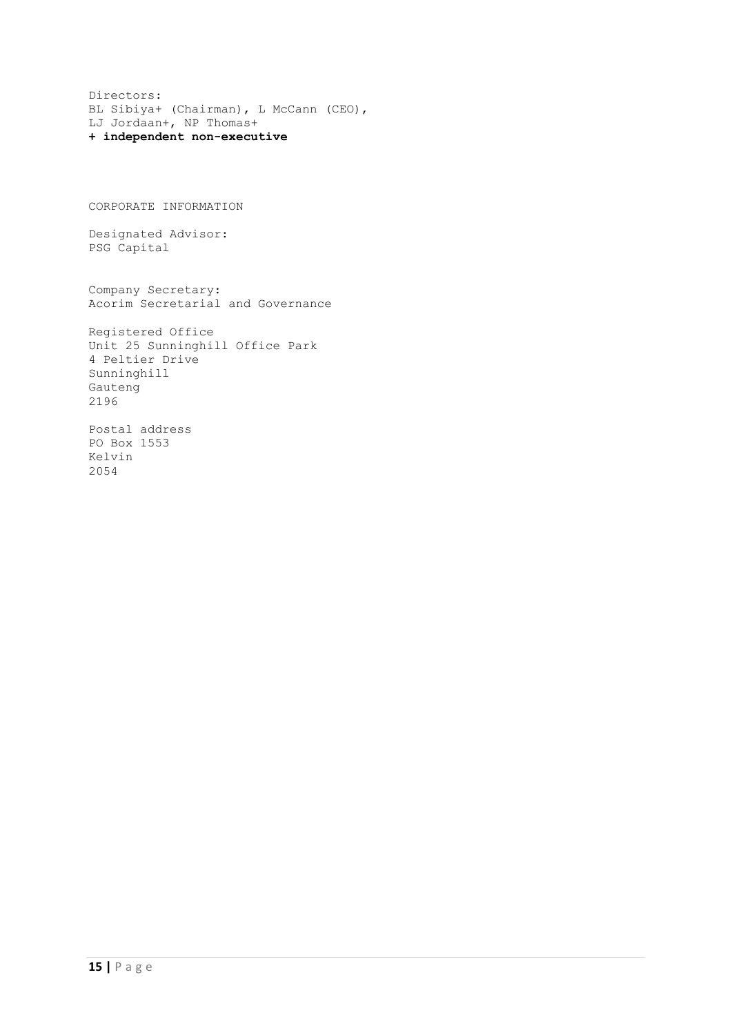Directors:
BL Sibiya+ (Chairman), L McCann (CEO),
LJ Jordaan+, NP Thomas+
**+ independent non-executive**

CORPORATE INFORMATION

Designated Advisor:
PSG Capital

Company Secretary:
Acorim Secretarial and Governance

Registered Office
Unit 25 Sunninghill Office Park
4 Peltier Drive
Sunninghill
Gauteng
2196

Postal address
PO Box 1553
Kelvin
2054